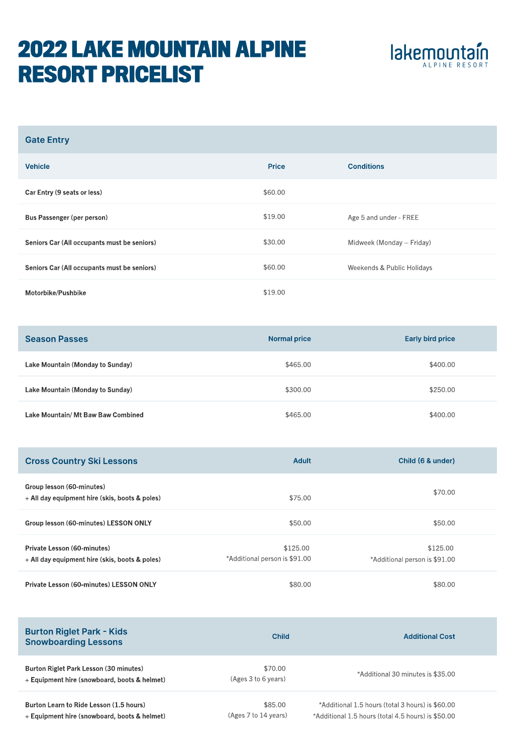# 2022 LAKE MOUNTAIN ALPINE RESORT PRICELIST

lakemountain ALPINE RESORT

## Gate Entry

| Vehicle | Price | Conditions |
|---|---|---|
| **Car Entry (9 seats or less)** | $60.00 | |
| **Bus Passenger (per person)** | $19.00 | Age 5 and under - FREE |
| **Seniors Car (All occupants must be seniors)** | $30.00 | Midweek (Monday – Friday) |
| **Seniors Car (All occupants must be seniors)** | $60.00 | Weekends & Public Holidays |
| **Motorbike/Pushbike** | $19.00 | |

## Season Passes

| Season Passes | Normal price | Early bird price |
|---|---|---|
| **Lake Mountain (Monday to Sunday)** | $465.00 | $400.00 |
| **Lake Mountain (Monday to Sunday)** | $300.00 | $250.00 |
| **Lake Mountain/ Mt Baw Baw Combined** | $465.00 | $400.00 |

## Cross Country Ski Lessons

| Cross Country Ski Lessons | Adult | Child (6 & under) |
|---|---|---|
| **Group lesson (60-minutes)** <br> **+ All day equipment hire (skis, boots & poles)** | $75.00 | $70.00 |
| **Group lesson (60-minutes) LESSON ONLY** | $50.00 | $50.00 |
| **Private Lesson (60-minutes)** <br> **+ All day equipment hire (skis, boots & poles)** | $125.00 <br> *Additional person is $91.00 | $125.00 <br> *Additional person is $91.00 |
| **Private Lesson (60-minutes) LESSON ONLY** | $80.00 | $80.00 |

## Burton Riglet Park - Kids Snowboarding Lessons

| Burton Riglet Park - Kids Snowboarding Lessons | Child | Additional Cost |
|---|---|---|
| **Burton Riglet Park Lesson (30 minutes)** <br> **+ Equipment hire (snowboard, boots & helmet)** | $70.00 <br> (Ages 3 to 6 years) | *Additional 30 minutes is $35.00 |
| **Burton Learn to Ride Lesson (1.5 hours)** <br> **+ Equipment hire (snowboard, boots & helmet)** | $85.00 <br> (Ages 7 to 14 years) | *Additional 1.5 hours (total 3 hours) is $60.00 <br> *Additional 1.5 hours (total 4.5 hours) is $50.00 |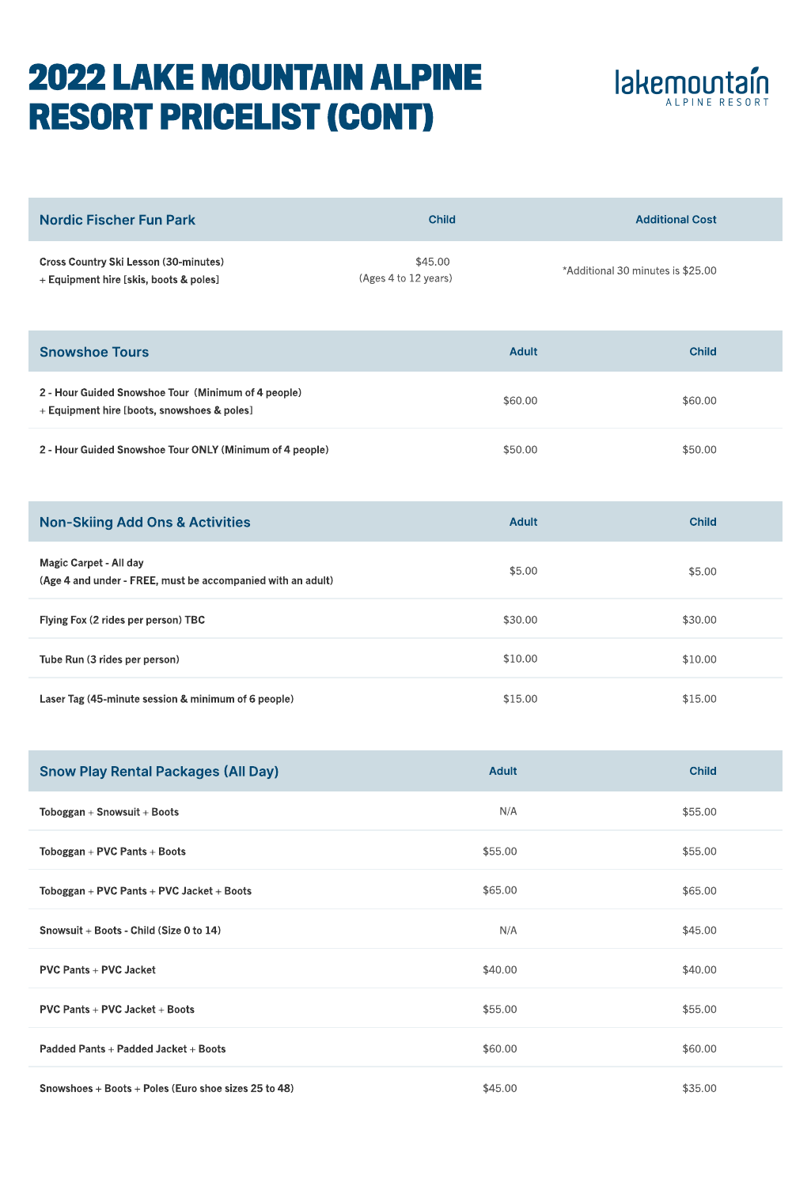# 2022 LAKE MOUNTAIN ALPINE RESORT PRICELIST (CONT)

lakemountain ALPINE RESORT

| Nordic Fischer Fun Park | Child | Additional Cost |
| --- | --- | --- |
| **Cross Country Ski Lesson (30-minutes)** + **Equipment hire [skis, boots & poles]** | $45.00 (Ages 4 to 12 years) | *Additional 30 minutes is $25.00 |

| Snowshoe Tours | Adult | Child |
| --- | --- | --- |
| **2 - Hour Guided Snowshoe Tour (Minimum of 4 people)** + **Equipment hire [boots, snowshoes & poles]** | $60.00 | $60.00 |
| **2 - Hour Guided Snowshoe Tour ONLY (Minimum of 4 people)** | $50.00 | $50.00 |

| Non-Skiing Add Ons & Activities | Adult | Child |
| --- | --- | --- |
| **Magic Carpet - All day** **(Age 4 and under - FREE, must be accompanied with an adult)** | $5.00 | $5.00 |
| **Flying Fox (2 rides per person) TBC** | $30.00 | $30.00 |
| **Tube Run (3 rides per person)** | $10.00 | $10.00 |
| **Laser Tag (45-minute session & minimum of 6 people)** | $15.00 | $15.00 |

| Snow Play Rental Packages (All Day) | Adult | Child |
| --- | --- | --- |
| **Toboggan + Snowsuit + Boots** | N/A | $55.00 |
| **Toboggan + PVC Pants + Boots** | $55.00 | $55.00 |
| **Toboggan + PVC Pants + PVC Jacket + Boots** | $65.00 | $65.00 |
| **Snowsuit + Boots - Child (Size 0 to 14)** | N/A | $45.00 |
| **PVC Pants + PVC Jacket** | $40.00 | $40.00 |
| **PVC Pants + PVC Jacket + Boots** | $55.00 | $55.00 |
| **Padded Pants + Padded Jacket + Boots** | $60.00 | $60.00 |
| **Snowshoes + Boots + Poles (Euro shoe sizes 25 to 48)** | $45.00 | $35.00 |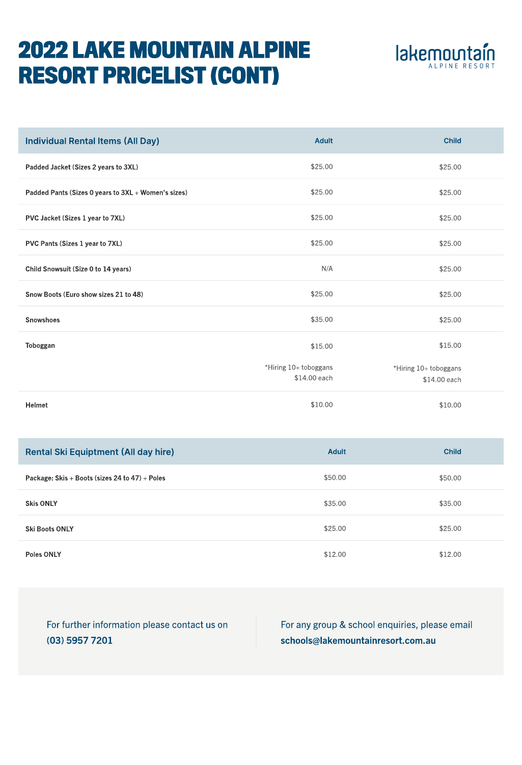# 2022 LAKE MOUNTAIN ALPINE RESORT PRICELIST (CONT)

lakemountain ALPINE RESORT

| Individual Rental Items (All Day) | Adult | Child |
|---|---|---|
| Padded Jacket (Sizes 2 years to 3XL) | $25.00 | $25.00 |
| Padded Pants (Sizes 0 years to 3XL + Women's sizes) | $25.00 | $25.00 |
| PVC Jacket (Sizes 1 year to 7XL) | $25.00 | $25.00 |
| PVC Pants (Sizes 1 year to 7XL) | $25.00 | $25.00 |
| Child Snowsuit (Size 0 to 14 years) | N/A | $25.00 |
| Snow Boots (Euro show sizes 21 to 48) | $25.00 | $25.00 |
| Snowshoes | $35.00 | $25.00 |
| Toboggan | $15.00<br>*Hiring 10+ toboggans $14.00 each | $15.00<br>*Hiring 10+ toboggans $14.00 each |
| Helmet | $10.00 | $10.00 |

| Rental Ski Equiptment (All day hire) | Adult | Child |
|---|---|---|
| Package: Skis + Boots (sizes 24 to 47) + Poles | $50.00 | $50.00 |
| Skis ONLY | $35.00 | $35.00 |
| Ski Boots ONLY | $25.00 | $25.00 |
| Poles ONLY | $12.00 | $12.00 |

For further information please contact us on **(03) 5957 7201**

For any group & school enquiries, please email **schools@lakemountainresort.com.au**